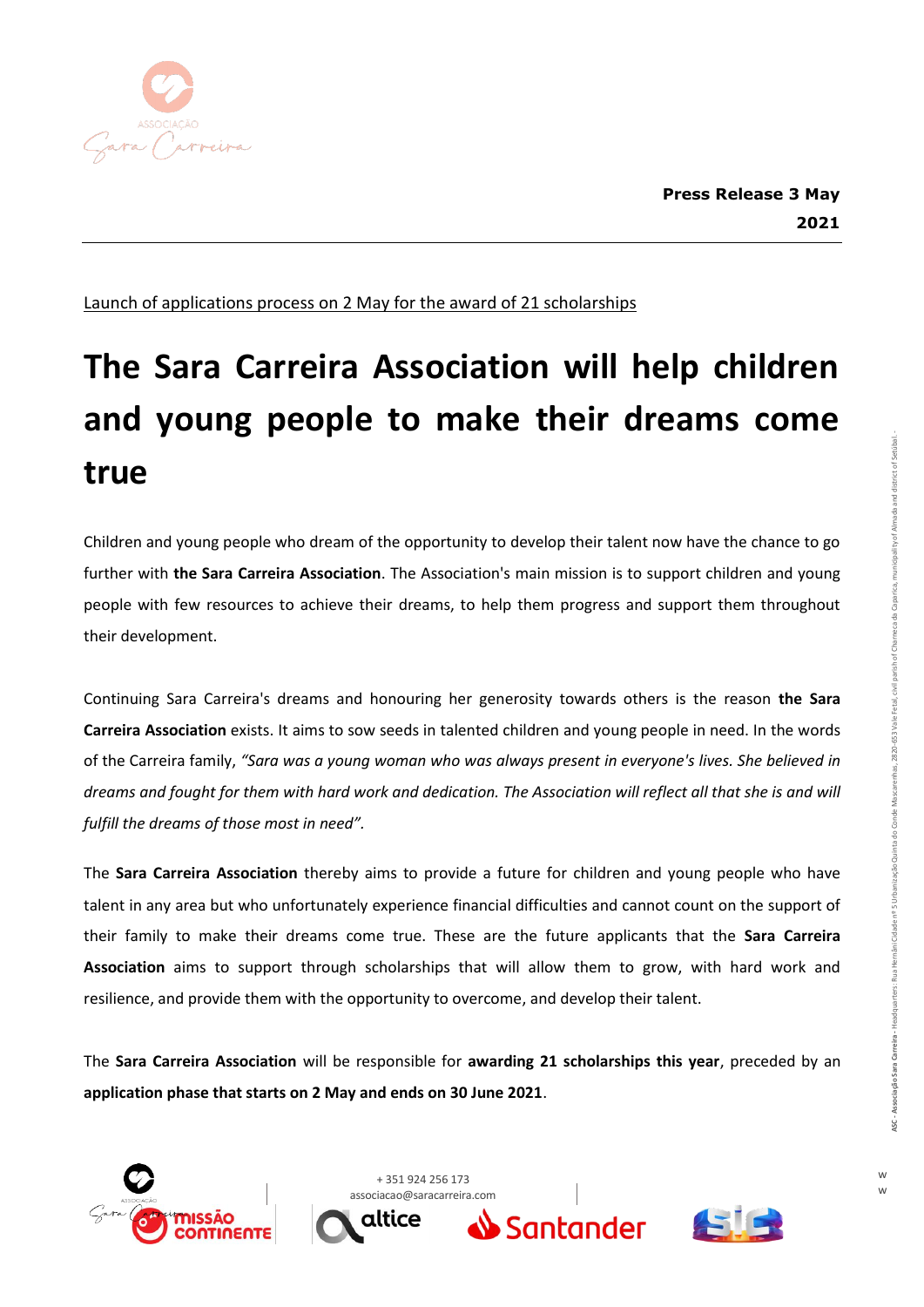**Press Release 3 May 2021**

Launch of applications process on 2 May for the award of 21 scholarships

# The Sara Carreira Association will help children and young people to make their dreams come true

Children and young people who dream of the opportunity to develop their talent now have the chance to go further with **the Sara Carreira Association**. The Association's main mission is to support children and young people with few resources to achieve their dreams, to help them progress and support them throughout their development.

Continuing Sara Carreira's dreams and honouring her generosity towards others is the reason **the Sara Carreira Association** exists. It aims to sow seeds in talented children and young people in need. In the words of the Carreira family, *"Sara was a young woman who was always present in everyone's lives. She believed in dreams and fought for them with hard work and dedication. The Association will reflect all that she is and will fulfill the dreams of those most in need".*

The **Sara Carreira Association** thereby aims to provide a future for children and young people who have talent in any area but who unfortunately experience financial difficulties and cannot count on the support of their family to make their dreams come true. These are the future applicants that the **Sara Carreira Association** aims to support through scholarships that will allow them to grow, with hard work and resilience, and provide them with the opportunity to overcome, and develop their talent.

The **Sara Carreira Association** will be responsible for **awarding 21 scholarships this year**, preceded by an **application phase that starts on 2 May and ends on 30 June 2021**.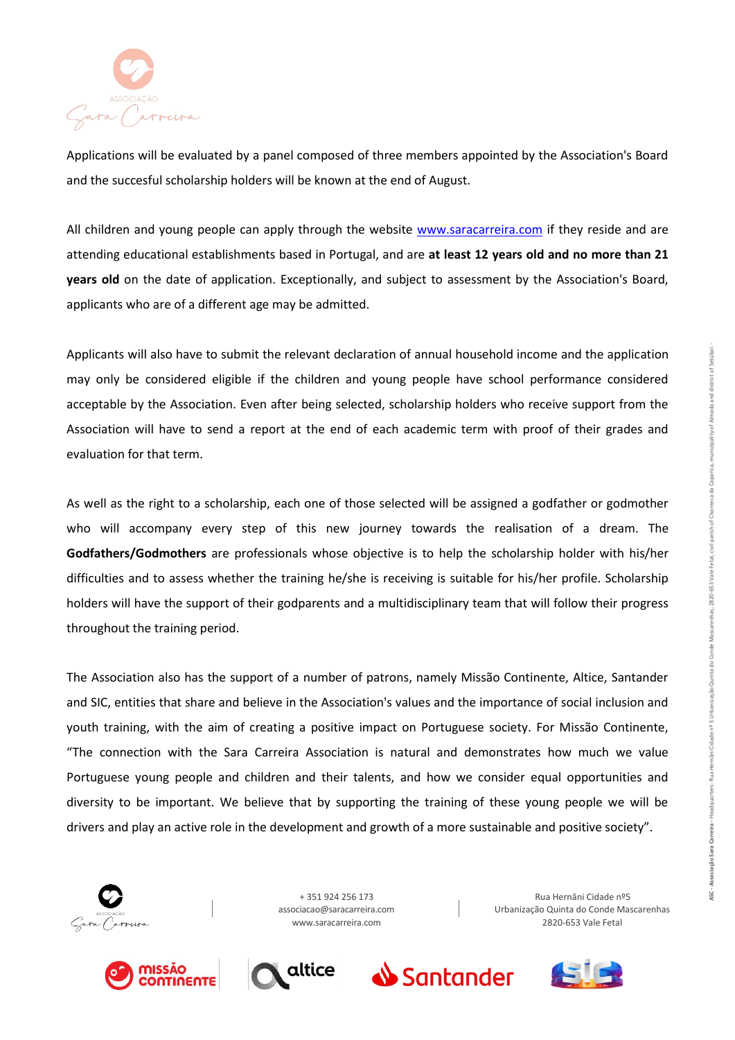Applications will be evaluated by a panel composed of three members appointed by the Association's Board and the succesful scholarship holders will be known at the end of August.

All children and young people can apply through the website www.saracarreira.com if they reside and are attending educational establishments based in Portugal, and are **at least 12 years old and no more than 21 years old** on the date of application. Exceptionally, and subject to assessment by the Association's Board, applicants who are of a different age may be admitted.

Applicants will also have to submit the relevant declaration of annual household income and the application may only be considered eligible if the children and young people have school performance considered acceptable by the Association. Even after being selected, scholarship holders who receive support from the Association will have to send a report at the end of each academic term with proof of their grades and evaluation for that term.

As well as the right to a scholarship, each one of those selected will be assigned a godfather or godmother who will accompany every step of this new journey towards the realisation of a dream. The **Godfathers/Godmothers** are professionals whose objective is to help the scholarship holder with his/her difficulties and to assess whether the training he/she is receiving is suitable for his/her profile. Scholarship holders will have the support of their godparents and a multidisciplinary team that will follow their progress throughout the training period.

The Association also has the support of a number of patrons, namely Missão Continente, Altice, Santander and SIC, entities that share and believe in the Association's values and the importance of social inclusion and youth training, with the aim of creating a positive impact on Portuguese society. For Missão Continente, "The connection with the Sara Carreira Association is natural and demonstrates how much we value Portuguese young people and children and their talents, and how we consider equal opportunities and diversity to be important. We believe that by supporting the training of these young people we will be drivers and play an active role in the development and growth of a more sustainable and positive society".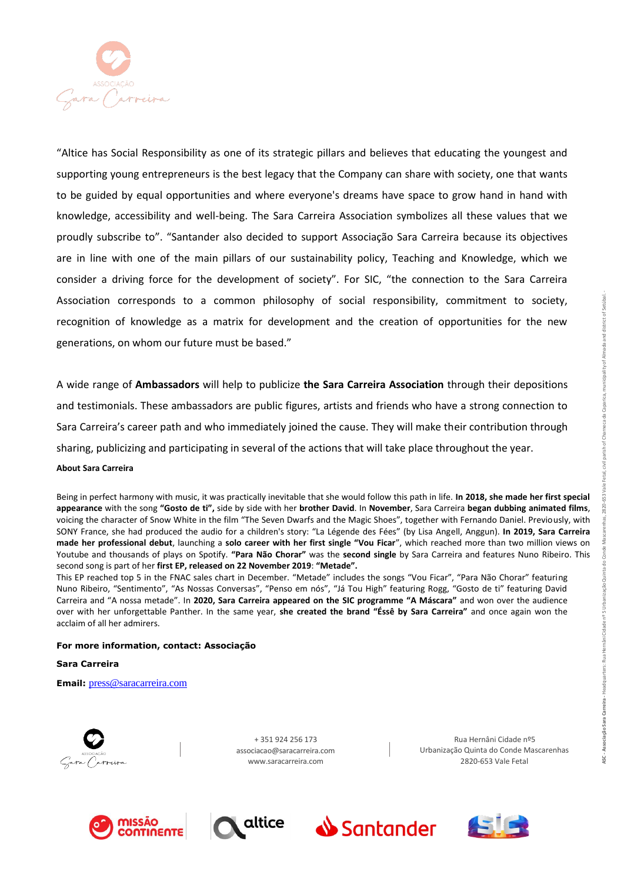"Altice has Social Responsibility as one of its strategic pillars and believes that educating the youngest and supporting young entrepreneurs is the best legacy that the Company can share with society, one that wants to be guided by equal opportunities and where everyone's dreams have space to grow hand in hand with knowledge, accessibility and well-being. The Sara Carreira Association symbolizes all these values that we proudly subscribe to". "Santander also decided to support Associação Sara Carreira because its objectives are in line with one of the main pillars of our sustainability policy, Teaching and Knowledge, which we consider a driving force for the development of society". For SIC, "the connection to the Sara Carreira Association corresponds to a common philosophy of social responsibility, commitment to society, recognition of knowledge as a matrix for development and the creation of opportunities for the new generations, on whom our future must be based."

A wide range of **Ambassadors** will help to publicize **the Sara Carreira Association** through their depositions and testimonials. These ambassadors are public figures, artists and friends who have a strong connection to Sara Carreira's career path and who immediately joined the cause. They will make their contribution through sharing, publicizing and participating in several of the actions that will take place throughout the year.

**About Sara Carreira**

Being in perfect harmony with music, it was practically inevitable that she would follow this path in life. **In 2018, she made her first special appearance** with the song **"Gosto de ti",** side by side with her **brother David**. In **November**, Sara Carreira **began dubbing animated films**, voicing the character of Snow White in the film "The Seven Dwarfs and the Magic Shoes", together with Fernando Daniel. Previously, with SONY France, she had produced the audio for a children's story: "La Légende des Fées" (by Lisa Angell, Anggun). **In 2019, Sara Carreira made her professional debut**, launching a **solo career with her first single "Vou Ficar"**, which reached more than two million views on Youtube and thousands of plays on Spotify. **"Para Não Chorar"** was the **second single** by Sara Carreira and features Nuno Ribeiro. This second song is part of her **first EP, released on 22 November 2019**: **"Metade".**
This EP reached top 5 in the FNAC sales chart in December. "Metade" includes the songs "Vou Ficar", "Para Não Chorar" featuring Nuno Ribeiro, "Sentimento", "As Nossas Conversas", "Penso em nós", "Já Tou High" featuring Rogg, "Gosto de ti" featuring David Carreira and "A nossa metade". In **2020, Sara Carreira appeared on the SIC programme "A Máscara"** and won over the audience over with her unforgettable Panther. In the same year, **she created the brand "Éssê by Sara Carreira"** and once again won the acclaim of all her admirers.

**For more information, contact: Associação Sara Carreira**

**Email:** press@saracarreira.com

+ 351 924 256 173
associacao@saracarreira.com
www.saracarreira.com

Rua Hernâni Cidade nº5
Urbanização Quinta do Conde Mascarenhas
2820-653 Vale Fetal